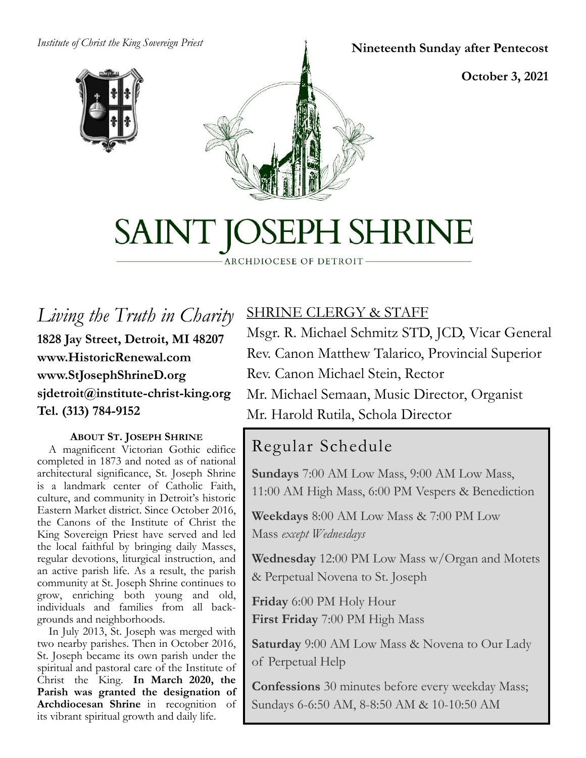*Institute of Christ the King Sovereign Priest*

**Nineteenth Sunday after Pentecost**

**October 3, 2021**

# SAINT JOSEPH SHRINE

ARCHDIOCESE OF DETROIT

## *Living the Truth in Charity*

**1828 Jay Street, Detroit, MI 48207**
**www.HistoricRenewal.com**
**www.StJosephShrineD.org**
**sjdetroit@institute-christ-king.org**
**Tel. (313) 784-9152**

### ABOUT ST. JOSEPH SHRINE

A magnificent Victorian Gothic edifice completed in 1873 and noted as of national architectural significance, St. Joseph Shrine is a landmark center of Catholic Faith, culture, and community in Detroit's historic Eastern Market district. Since October 2016, the Canons of the Institute of Christ the King Sovereign Priest have served and led the local faithful by bringing daily Masses, regular devotions, liturgical instruction, and an active parish life. As a result, the parish community at St. Joseph Shrine continues to grow, enriching both young and old, individuals and families from all backgrounds and neighborhoods.

In July 2013, St. Joseph was merged with two nearby parishes. Then in October 2016, St. Joseph became its own parish under the spiritual and pastoral care of the Institute of Christ the King. **In March 2020, the Parish was granted the designation of Archdiocesan Shrine** in recognition of its vibrant spiritual growth and daily life.

## SHRINE CLERGY & STAFF

Msgr. R. Michael Schmitz STD, JCD, Vicar General
Rev. Canon Matthew Talarico, Provincial Superior
Rev. Canon Michael Stein, Rector
Mr. Michael Semaan, Music Director, Organist
Mr. Harold Rutila, Schola Director

## Regular Schedule

**Sundays** 7:00 AM Low Mass, 9:00 AM Low Mass, 11:00 AM High Mass, 6:00 PM Vespers & Benediction

**Weekdays** 8:00 AM Low Mass & 7:00 PM Low Mass *except Wednesdays*

**Wednesday** 12:00 PM Low Mass w/Organ and Motets & Perpetual Novena to St. Joseph

**Friday** 6:00 PM Holy Hour
**First Friday** 7:00 PM High Mass

**Saturday** 9:00 AM Low Mass & Novena to Our Lady of Perpetual Help

**Confessions** 30 minutes before every weekday Mass; Sundays 6-6:50 AM, 8-8:50 AM & 10-10:50 AM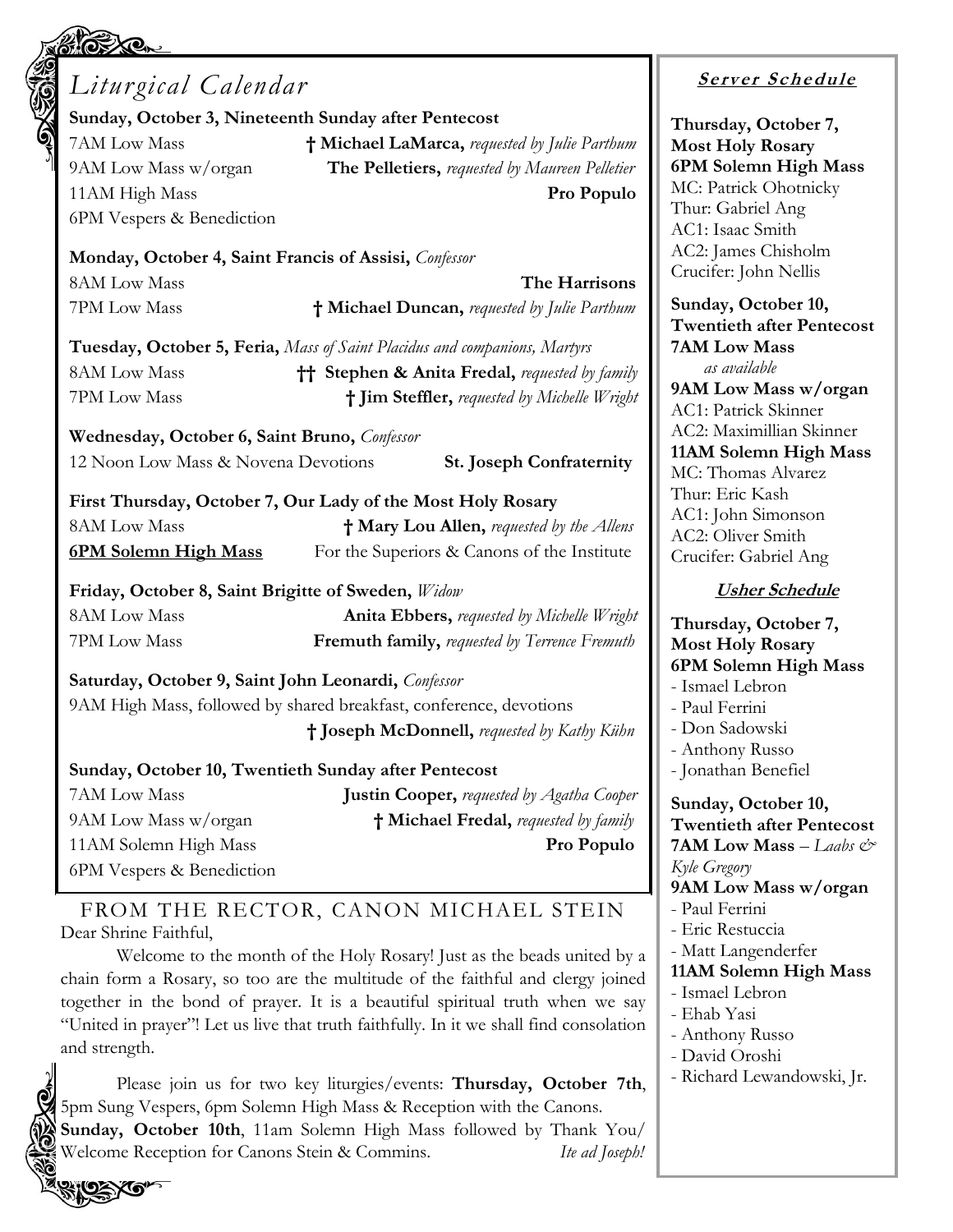## Liturgical Calendar

**Sunday, October 3, Nineteenth Sunday after Pentecost**

7AM Low Mass — **† Michael LaMarca,** *requested by Julie Parthum*
9AM Low Mass w/organ — **The Pelletiers,** *requested by Maureen Pelletier*
11AM High Mass — **Pro Populo**
6PM Vespers & Benediction

**Monday, October 4, Saint Francis of Assisi,** *Confessor*

8AM Low Mass — **The Harrisons**
7PM Low Mass — **† Michael Duncan,** *requested by Julie Parthum*

**Tuesday, October 5, Feria,** *Mass of Saint Placidus and companions, Martyrs*

8AM Low Mass — **†† Stephen & Anita Fredal,** *requested by family*
7PM Low Mass — **† Jim Steffler,** *requested by Michelle Wright*

**Wednesday, October 6, Saint Bruno,** *Confessor*

12 Noon Low Mass & Novena Devotions — **St. Joseph Confraternity**

**First Thursday, October 7, Our Lady of the Most Holy Rosary**

8AM Low Mass — **† Mary Lou Allen,** *requested by the Allens*
**6PM Solemn High Mass** — For the Superiors & Canons of the Institute

**Friday, October 8, Saint Brigitte of Sweden,** *Widow*

8AM Low Mass — **Anita Ebbers,** *requested by Michelle Wright*
7PM Low Mass — **Fremuth family,** *requested by Terrence Fremuth*

**Saturday, October 9, Saint John Leonardi,** *Confessor*

9AM High Mass, followed by shared breakfast, conference, devotions
**† Joseph McDonnell,** *requested by Kathy Kühn*

**Sunday, October 10, Twentieth Sunday after Pentecost**

7AM Low Mass — **Justin Cooper,** *requested by Agatha Cooper*
9AM Low Mass w/organ — **† Michael Fredal,** *requested by family*
11AM Solemn High Mass — **Pro Populo**
6PM Vespers & Benediction

## FROM THE RECTOR, CANON MICHAEL STEIN

Dear Shrine Faithful,

Welcome to the month of the Holy Rosary! Just as the beads united by a chain form a Rosary, so too are the multitude of the faithful and clergy joined together in the bond of prayer. It is a beautiful spiritual truth when we say "United in prayer"! Let us live that truth faithfully. In it we shall find consolation and strength.

Please join us for two key liturgies/events: **Thursday, October 7th**, 5pm Sung Vespers, 6pm Solemn High Mass & Reception with the Canons. **Sunday, October 10th**, 11am Solemn High Mass followed by Thank You/ Welcome Reception for Canons Stein & Commins. *Ite ad Joseph!*

### Server Schedule

**Thursday, October 7, Most Holy Rosary**
**6PM Solemn High Mass**
MC: Patrick Ohotnicky
Thur: Gabriel Ang
AC1: Isaac Smith
AC2: James Chisholm
Crucifer: John Nellis

**Sunday, October 10, Twentieth after Pentecost**
**7AM Low Mass**
*as available*
**9AM Low Mass w/organ**
AC1: Patrick Skinner
AC2: Maximillian Skinner
**11AM Solemn High Mass**
MC: Thomas Alvarez
Thur: Eric Kash
AC1: John Simonson
AC2: Oliver Smith
Crucifer: Gabriel Ang

### Usher Schedule

**Thursday, October 7, Most Holy Rosary**
**6PM Solemn High Mass**
- Ismael Lebron
- Paul Ferrini
- Don Sadowski
- Anthony Russo
- Jonathan Benefiel

**Sunday, October 10, Twentieth after Pentecost**
**7AM Low Mass** – *Laabs & Kyle Gregory*
**9AM Low Mass w/organ**
- Paul Ferrini
- Eric Restuccia
- Matt Langenderfer

**11AM Solemn High Mass**
- Ismael Lebron
- Ehab Yasi
- Anthony Russo
- David Oroshi
- Richard Lewandowski, Jr.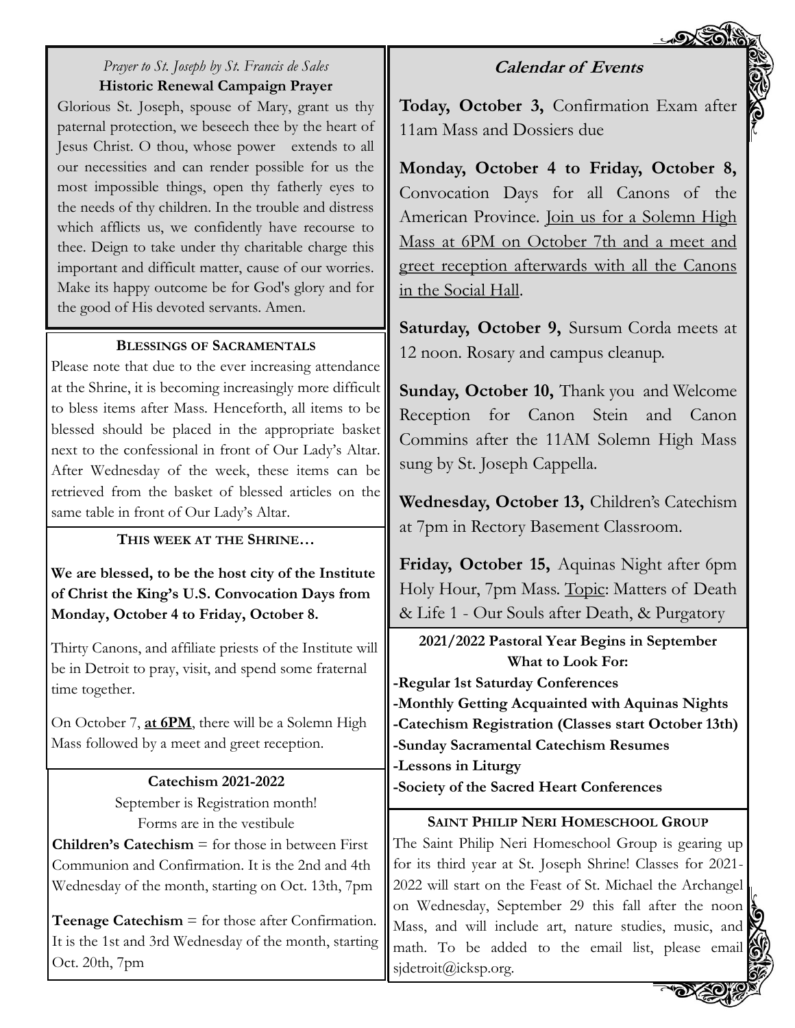*Prayer to St. Joseph by St. Francis de Sales*

**Historic Renewal Campaign Prayer**

Glorious St. Joseph, spouse of Mary, grant us thy paternal protection, we beseech thee by the heart of Jesus Christ. O thou, whose power extends to all our necessities and can render possible for us the most impossible things, open thy fatherly eyes to the needs of thy children. In the trouble and distress which afflicts us, we confidently have recourse to thee. Deign to take under thy charitable charge this important and difficult matter, cause of our worries. Make its happy outcome be for God's glory and for the good of His devoted servants. Amen.

## BLESSINGS OF SACRAMENTALS

Please note that due to the ever increasing attendance at the Shrine, it is becoming increasingly more difficult to bless items after Mass. Henceforth, all items to be blessed should be placed in the appropriate basket next to the confessional in front of Our Lady's Altar. After Wednesday of the week, these items can be retrieved from the basket of blessed articles on the same table in front of Our Lady's Altar.

## THIS WEEK AT THE SHRINE…

**We are blessed, to be the host city of the Institute of Christ the King's U.S. Convocation Days from Monday, October 4 to Friday, October 8.**

Thirty Canons, and affiliate priests of the Institute will be in Detroit to pray, visit, and spend some fraternal time together.

On October 7, **at 6PM**, there will be a Solemn High Mass followed by a meet and greet reception.

## Catechism 2021-2022

September is Registration month!
Forms are in the vestibule

**Children's Catechism** = for those in between First Communion and Confirmation. It is the 2nd and 4th Wednesday of the month, starting on Oct. 13th, 7pm

**Teenage Catechism** = for those after Confirmation. It is the 1st and 3rd Wednesday of the month, starting Oct. 20th, 7pm

## *Calendar of Events*

**Today, October 3,** Confirmation Exam after 11am Mass and Dossiers due

**Monday, October 4 to Friday, October 8,** Convocation Days for all Canons of the American Province. Join us for a Solemn High Mass at 6PM on October 7th and a meet and greet reception afterwards with all the Canons in the Social Hall.

**Saturday, October 9,** Sursum Corda meets at 12 noon. Rosary and campus cleanup.

**Sunday, October 10,** Thank you and Welcome Reception for Canon Stein and Canon Commins after the 11AM Solemn High Mass sung by St. Joseph Cappella.

**Wednesday, October 13,** Children's Catechism at 7pm in Rectory Basement Classroom.

**Friday, October 15,** Aquinas Night after 6pm Holy Hour, 7pm Mass. Topic: Matters of Death & Life 1 - Our Souls after Death, & Purgatory

## 2021/2022 Pastoral Year Begins in September

**What to Look For:**

- **Regular 1st Saturday Conferences**
- **Monthly Getting Acquainted with Aquinas Nights**
- **Catechism Registration (Classes start October 13th)**
- **Sunday Sacramental Catechism Resumes**
- **Lessons in Liturgy**
- **Society of the Sacred Heart Conferences**

## SAINT PHILIP NERI HOMESCHOOL GROUP

The Saint Philip Neri Homeschool Group is gearing up for its third year at St. Joseph Shrine! Classes for 2021-2022 will start on the Feast of St. Michael the Archangel on Wednesday, September 29 this fall after the noon Mass, and will include art, nature studies, music, and math. To be added to the email list, please email sjdetroit@icksp.org.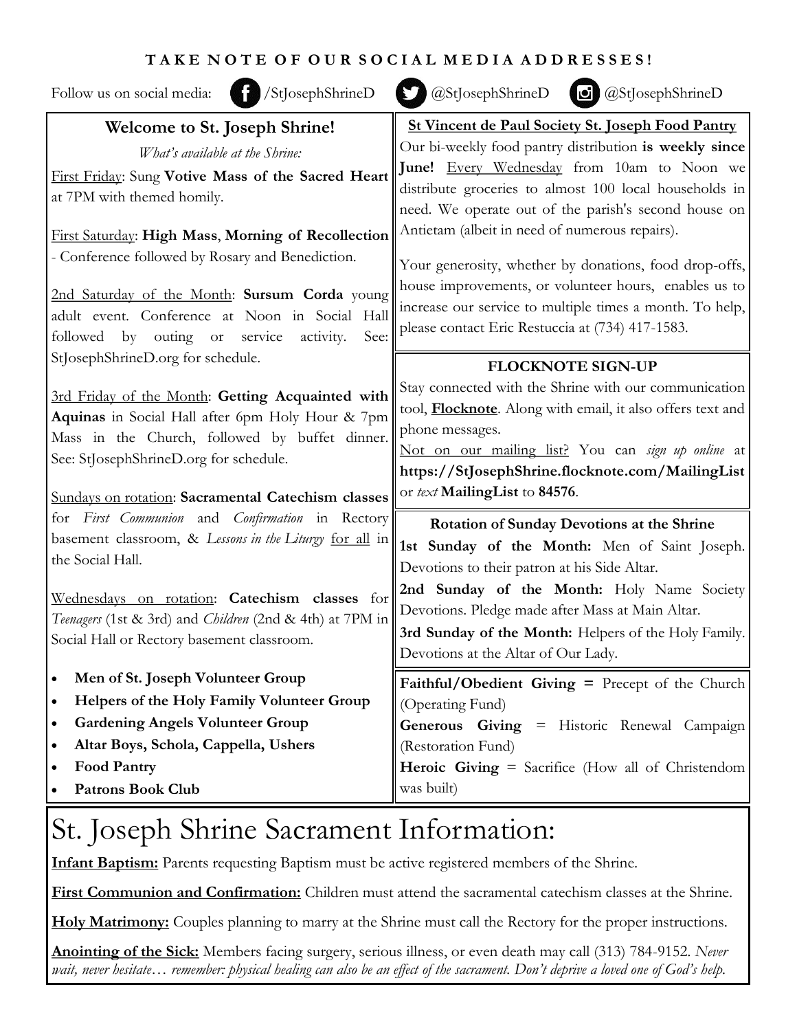**TAKE NOTE OF OUR SOCIAL MEDIA ADDRESSES!**

Follow us on social media: /StJosephShrineD @StJosephShrineD @StJosephShrineD

## Welcome to St. Joseph Shrine!

*What's available at the Shrine:*

First Friday: Sung **Votive Mass of the Sacred Heart** at 7PM with themed homily.

First Saturday: **High Mass**, **Morning of Recollection** - Conference followed by Rosary and Benediction.

2nd Saturday of the Month: **Sursum Corda** young adult event. Conference at Noon in Social Hall followed by outing or service activity. See: StJosephShrineD.org for schedule.

3rd Friday of the Month: **Getting Acquainted with Aquinas** in Social Hall after 6pm Holy Hour & 7pm Mass in the Church, followed by buffet dinner. See: StJosephShrineD.org for schedule.

Sundays on rotation: **Sacramental Catechism classes** for *First Communion* and *Confirmation* in Rectory basement classroom, & *Lessons in the Liturgy* for all in the Social Hall.

Wednesdays on rotation: **Catechism classes** for *Teenagers* (1st & 3rd) and *Children* (2nd & 4th) at 7PM in Social Hall or Rectory basement classroom.

- **Men of St. Joseph Volunteer Group**
- **Helpers of the Holy Family Volunteer Group**
- **Gardening Angels Volunteer Group**
- **Altar Boys, Schola, Cappella, Ushers**
- **Food Pantry**
- **Patrons Book Club**

## St Vincent de Paul Society St. Joseph Food Pantry

Our bi-weekly food pantry distribution **is weekly since June!** Every Wednesday from 10am to Noon we distribute groceries to almost 100 local households in need. We operate out of the parish's second house on Antietam (albeit in need of numerous repairs).

Your generosity, whether by donations, food drop-offs, house improvements, or volunteer hours, enables us to increase our service to multiple times a month. To help, please contact Eric Restuccia at (734) 417-1583.

## FLOCKNOTE SIGN-UP

Stay connected with the Shrine with our communication tool, **Flocknote**. Along with email, it also offers text and phone messages.

Not on our mailing list? You can *sign up online* at **https://StJosephShrine.flocknote.com/MailingList** or *text* **MailingList** to **84576**.

## Rotation of Sunday Devotions at the Shrine

**1st Sunday of the Month:** Men of Saint Joseph. Devotions to their patron at his Side Altar.

**2nd Sunday of the Month:** Holy Name Society Devotions. Pledge made after Mass at Main Altar.

**3rd Sunday of the Month:** Helpers of the Holy Family. Devotions at the Altar of Our Lady.

**Faithful/Obedient Giving =** Precept of the Church (Operating Fund)

**Generous Giving** = Historic Renewal Campaign (Restoration Fund)

**Heroic Giving** = Sacrifice (How all of Christendom was built)

# St. Joseph Shrine Sacrament Information:

**Infant Baptism:** Parents requesting Baptism must be active registered members of the Shrine.

**First Communion and Confirmation:** Children must attend the sacramental catechism classes at the Shrine.

**Holy Matrimony:** Couples planning to marry at the Shrine must call the Rectory for the proper instructions.

**Anointing of the Sick:** Members facing surgery, serious illness, or even death may call (313) 784-9152. *Never wait, never hesitate… remember: physical healing can also be an effect of the sacrament. Don't deprive a loved one of God's help.*